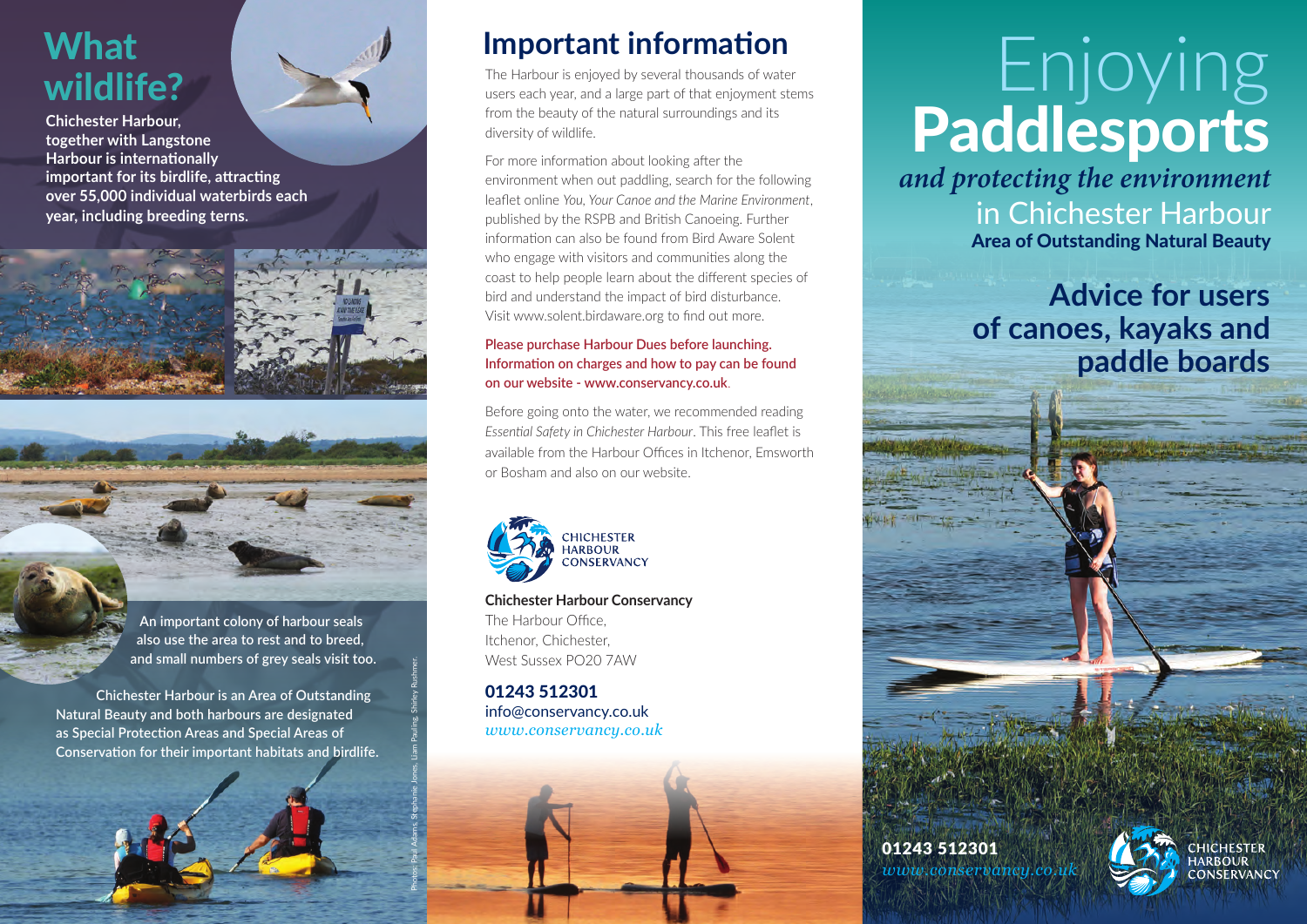## What wildlife?

**Chichester Harbour, together with Langstone Harbour is internationally important for its birdlife, attracting over 55,000 individual waterbirds each year, including breeding terns.**

An important colony of harbour seals also use the area to rest and to breed, and small numbers of grey seals visit too.

Chichester Harbour is an Area of Outstanding Natural Beauty and both harbours are designated as Special Protection Areas and Special Areas of Conservation for their important habitats and birdlife.

Photos: Paul Adams, Stephanie Jones, Liam Pauling, Shirley Rushmer.

## Important information

The Harbour is enjoyed by several thousands of water users each year, and a large part of that enjoyment stems from the beauty of the natural surroundings and its diversity of wildlife.

For more information about looking after the environment when out paddling, search for the following leaflet online *You, Your Canoe and the Marine Environment*, published by the RSPB and British Canoeing. Further information can also be found from Bird Aware Solent who engage with visitors and communities along the coast to help people learn about the different species of bird and understand the impact of bird disturbance. Visit www.solent.birdaware.org to find out more.

Please purchase Harbour Dues before launching. Information on charges and how to pay can be found on our website - www.conservancy.co.uk.

Before going onto the water, we recommended reading *Essential Safety in Chichester Harbour*. This free leaflet is available from the Harbour Offices in Itchenor, Emsworth or Bosham and also on our website.

CHICHESTER HARBOUR CONSERVANCY

**Chichester Harbour Conservancy**
The Harbour Office,
Itchenor, Chichester,
West Sussex PO20 7AW

**01243 512301**
info@conservancy.co.uk
*www.conservancy.co.uk*

# Enjoying **Paddlesports**

***and protecting the environment***

in Chichester Harbour
**Area of Outstanding Natural Beauty**

## Advice for users of canoes, kayaks and paddle boards

**01243 512301**
*www.conservancy.co.uk*

CHICHESTER HARBOUR CONSERVANCY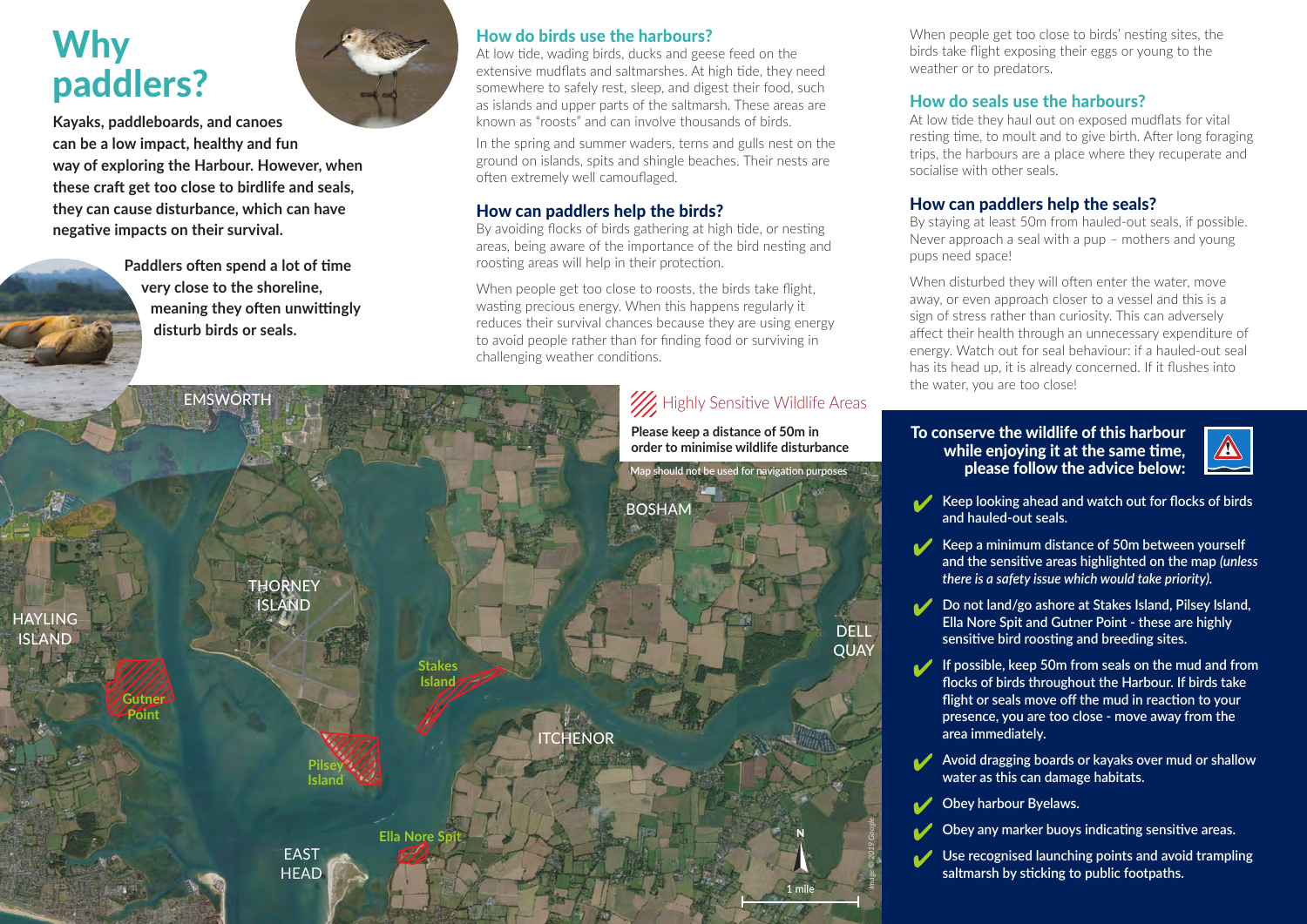# Why paddlers?

**Kayaks, paddleboards, and canoes can be a low impact, healthy and fun way of exploring the Harbour. However, when these craft get too close to birdlife and seals, they can cause disturbance, which can have negative impacts on their survival.**

**Paddlers often spend a lot of time very close to the shoreline, meaning they often unwittingly disturb birds or seals.**

## How do birds use the harbours?

At low tide, wading birds, ducks and geese feed on the extensive mudflats and saltmarshes. At high tide, they need somewhere to safely rest, sleep, and digest their food, such as islands and upper parts of the saltmarsh. These areas are known as "roosts" and can involve thousands of birds.

In the spring and summer waders, terns and gulls nest on the ground on islands, spits and shingle beaches. Their nests are often extremely well camouflaged.

## How can paddlers help the birds?

By avoiding flocks of birds gathering at high tide, or nesting areas, being aware of the importance of the bird nesting and roosting areas will help in their protection.

When people get too close to roosts, the birds take flight, wasting precious energy. When this happens regularly it reduces their survival chances because they are using energy to avoid people rather than for finding food or surviving in challenging weather conditions.

When people get too close to birds' nesting sites, the birds take flight exposing their eggs or young to the weather or to predators.

## How do seals use the harbours?

At low tide they haul out on exposed mudflats for vital resting time, to moult and to give birth. After long foraging trips, the harbours are a place where they recuperate and socialise with other seals.

## How can paddlers help the seals?

By staying at least 50m from hauled-out seals, if possible. Never approach a seal with a pup – mothers and young pups need space!

When disturbed they will often enter the water, move away, or even approach closer to a vessel and this is a sign of stress rather than curiosity. This can adversely affect their health through an unnecessary expenditure of energy. Watch out for seal behaviour: if a hauled-out seal has its head up, it is already concerned. If it flushes into the water, you are too close!

Highly Sensitive Wildlife Areas

**Please keep a distance of 50m in order to minimise wildlife disturbance**

Map should not be used for navigation purposes

EMSWORTH
BOSHAM
THORNEY ISLAND
HAYLING ISLAND
DELL QUAY
Stakes Island
Gutner Point
ITCHENOR
Pilsey Island
Ella Nore Spit
EAST HEAD
N
1 mile
Image © 2019 Google

**To conserve the wildlife of this harbour while enjoying it at the same time, please follow the advice below:**

- ✔ Keep looking ahead and watch out for flocks of birds and hauled-out seals.
- ✔ Keep a minimum distance of 50m between yourself and the sensitive areas highlighted on the map *(unless there is a safety issue which would take priority).*
- ✔ Do not land/go ashore at Stakes Island, Pilsey Island, Ella Nore Spit and Gutner Point - these are highly sensitive bird roosting and breeding sites.
- ✔ If possible, keep 50m from seals on the mud and from flocks of birds throughout the Harbour. If birds take flight or seals move off the mud in reaction to your presence, you are too close - move away from the area immediately.
- ✔ Avoid dragging boards or kayaks over mud or shallow water as this can damage habitats.
- ✔ Obey harbour Byelaws.
- ✔ Obey any marker buoys indicating sensitive areas.
- ✔ Use recognised launching points and avoid trampling saltmarsh by sticking to public footpaths.